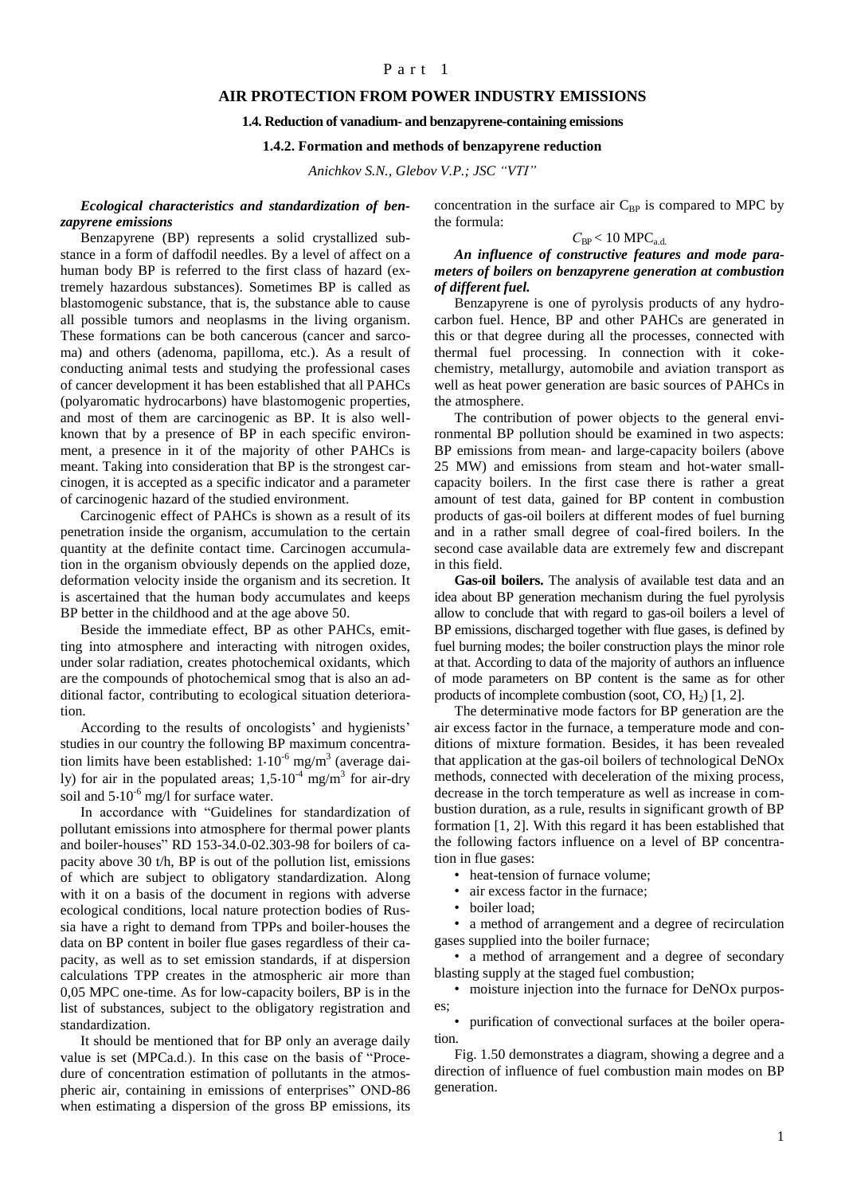Part 1

# AIR PROTECTION FROM POWER INDUSTRY EMISSIONS

## 1.4. Reduction of vanadium- and benzapyrene-containing emissions

### 1.4.2. Formation and methods of benzapyrene reduction

*Anichkov S.N., Glebov V.P.; JSC "VTI"*

***Ecological characteristics and standardization of benzapyrene emissions***

Benzapyrene (BP) represents a solid crystallized substance in a form of daffodil needles. By a level of affect on a human body BP is referred to the first class of hazard (extremely hazardous substances). Sometimes BP is called as blastomogenic substance, that is, the substance able to cause all possible tumors and neoplasms in the living organism. These formations can be both cancerous (cancer and sarcoma) and others (adenoma, papilloma, etc.). As a result of conducting animal tests and studying the professional cases of cancer development it has been established that all PAHCs (polyaromatic hydrocarbons) have blastomogenic properties, and most of them are carcinogenic as BP. It is also well-known that by a presence of BP in each specific environment, a presence in it of the majority of other PAHCs is meant. Taking into consideration that BP is the strongest carcinogen, it is accepted as a specific indicator and a parameter of carcinogenic hazard of the studied environment.

Carcinogenic effect of PAHCs is shown as a result of its penetration inside the organism, accumulation to the certain quantity at the definite contact time. Carcinogen accumulation in the organism obviously depends on the applied doze, deformation velocity inside the organism and its secretion. It is ascertained that the human body accumulates and keeps BP better in the childhood and at the age above 50.

Beside the immediate effect, BP as other PAHCs, emitting into atmosphere and interacting with nitrogen oxides, under solar radiation, creates photochemical oxidants, which are the compounds of photochemical smog that is also an additional factor, contributing to ecological situation deterioration.

According to the results of oncologists' and hygienists' studies in our country the following BP maximum concentration limits have been established: $1{\cdot}10^{-6}$ mg/m$^3$ (average daily) for air in the populated areas; $1{,}5{\cdot}10^{-4}$ mg/m$^3$ for air-dry soil and $5{\cdot}10^{-6}$ mg/l for surface water.

In accordance with "Guidelines for standardization of pollutant emissions into atmosphere for thermal power plants and boiler-houses" RD 153-34.0-02.303-98 for boilers of capacity above 30 t/h, BP is out of the pollution list, emissions of which are subject to obligatory standardization. Along with it on a basis of the document in regions with adverse ecological conditions, local nature protection bodies of Russia have a right to demand from TPPs and boiler-houses the data on BP content in boiler flue gases regardless of their capacity, as well as to set emission standards, if at dispersion calculations TPP creates in the atmospheric air more than 0,05 MPC one-time. As for low-capacity boilers, BP is in the list of substances, subject to the obligatory registration and standardization.

It should be mentioned that for BP only an average daily value is set (MPCa.d.). In this case on the basis of "Procedure of concentration estimation of pollutants in the atmospheric air, containing in emissions of enterprises" OND-86 when estimating a dispersion of the gross BP emissions, its concentration in the surface air $C_{BP}$ is compared to MPC by the formula:

$$C_{BP} < 10\ \text{MPC}_{a.d.}$$

***An influence of constructive features and mode parameters of boilers on benzapyrene generation at combustion of different fuel.***

Benzapyrene is one of pyrolysis products of any hydrocarbon fuel. Hence, BP and other PAHCs are generated in this or that degree during all the processes, connected with thermal fuel processing. In connection with it coke-chemistry, metallurgy, automobile and aviation transport as well as heat power generation are basic sources of PAHCs in the atmosphere.

The contribution of power objects to the general environmental BP pollution should be examined in two aspects: BP emissions from mean- and large-capacity boilers (above 25 MW) and emissions from steam and hot-water small-capacity boilers. In the first case there is rather a great amount of test data, gained for BP content in combustion products of gas-oil boilers at different modes of fuel burning and in a rather small degree of coal-fired boilers. In the second case available data are extremely few and discrepant in this field.

**Gas-oil boilers.** The analysis of available test data and an idea about BP generation mechanism during the fuel pyrolysis allow to conclude that with regard to gas-oil boilers a level of BP emissions, discharged together with flue gases, is defined by fuel burning modes; the boiler construction plays the minor role at that. According to data of the majority of authors an influence of mode parameters on BP content is the same as for other products of incomplete combustion (soot, CO, $H_2$) [1, 2].

The determinative mode factors for BP generation are the air excess factor in the furnace, a temperature mode and conditions of mixture formation. Besides, it has been revealed that application at the gas-oil boilers of technological DeNOx methods, connected with deceleration of the mixing process, decrease in the torch temperature as well as increase in combustion duration, as a rule, results in significant growth of BP formation [1, 2]. With this regard it has been established that the following factors influence on a level of BP concentration in flue gases:

- heat-tension of furnace volume;
- air excess factor in the furnace;
- boiler load;
- a method of arrangement and a degree of recirculation gases supplied into the boiler furnace;
- a method of arrangement and a degree of secondary blasting supply at the staged fuel combustion;
- moisture injection into the furnace for DeNOx purposes;
- purification of convectional surfaces at the boiler operation.

Fig. 1.50 demonstrates a diagram, showing a degree and a direction of influence of fuel combustion main modes on BP generation.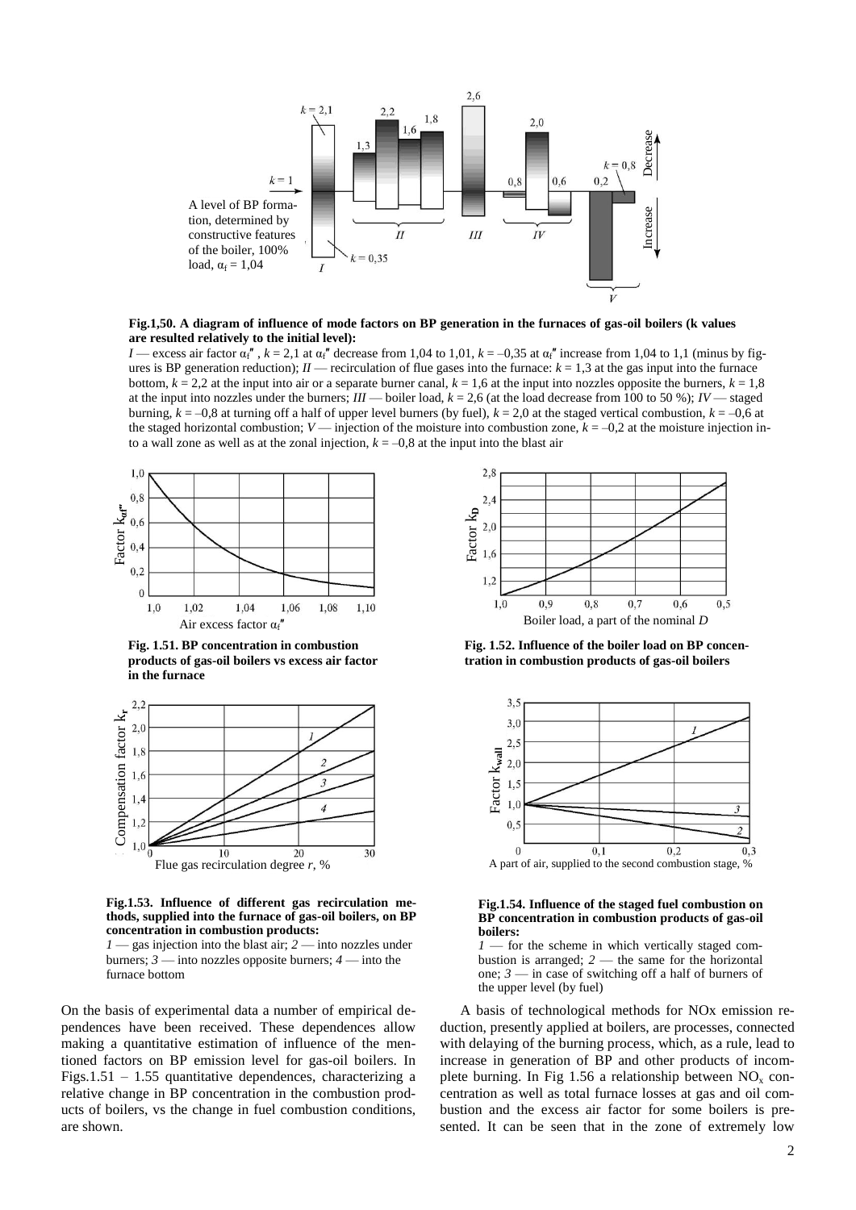k = 2,1

2,2

1,8

1,6

1,3

2,6

2,0

k = 1

A level of BP formation, determined by constructive features of the boiler, 100% load, $\alpha_f = 1{,}04$

k = 0,35

I

II

III

0,8

0,6

0,2

k = 0,8

IV

V

Decrease

Increase

**Fig.1,50. A diagram of influence of mode factors on BP generation in the furnaces of gas-oil boilers (k values are resulted relatively to the initial level):**

*I* — excess air factor $\alpha_f''$, $k = 2{,}1$ at $\alpha_f''$ decrease from 1,04 to 1,01, $k = -0{,}35$ at $\alpha_f''$ increase from 1,04 to 1,1 (minus by figures is BP generation reduction); *II* — recirculation of flue gases into the furnace: $k = 1{,}3$ at the gas input into the furnace bottom, $k = 2{,}2$ at the input into air or a separate burner canal, $k = 1{,}6$ at the input into nozzles opposite the burners, $k = 1{,}8$ at the input into nozzles under the burners; *III* — boiler load, $k = 2{,}6$ (at the load decrease from 100 to 50 %); *IV* — staged burning, $k = -0{,}8$ at turning off a half of upper level burners (by fuel), $k = 2{,}0$ at the staged vertical combustion, $k = -0{,}6$ at the staged horizontal combustion; *V* — injection of the moisture into combustion zone, $k = -0{,}2$ at the moisture injection into a wall zone as well as at the zonal injection, $k = -0{,}8$ at the input into the blast air

Factor $k_{\alpha f''}$

1,0
0,8
0,6
0,4
0,2
0

1,0 1,02 1,04 1,06 1,08 1,10

Air excess factor $\alpha_f''$

**Fig. 1.51. BP concentration in combustion products of gas-oil boilers vs excess air factor in the furnace**

Factor $k_D$

2,8
2,4
2,0
1,6
1,2

1,0 0,9 0,8 0,7 0,6 0,5

Boiler load, a part of the nominal *D*

**Fig. 1.52. Influence of the boiler load on BP concentration in combustion products of gas-oil boilers**

Compensation factor $k_r$

2,2
2,0
1,8
1,6
1,4
1,2
1,0

0 10 20 30

Flue gas recirculation degree *r*, %

1
2
3
4

**Fig.1.53. Influence of different gas recirculation methods, supplied into the furnace of gas-oil boilers, on BP concentration in combustion products:**

*1* — gas injection into the blast air; *2* — into nozzles under burners; *3* — into nozzles opposite burners; *4* — into the furnace bottom

Factor $k_{wall}$

3,5
3,0
2,5
2,0
1,5
1,0
0,5

0 0,1 0,2 0,3

A part of air, supplied to the second combustion stage, %

1
3
2

**Fig.1.54. Influence of the staged fuel combustion on BP concentration in combustion products of gas-oil boilers:**

*1* — for the scheme in which vertically staged combustion is arranged; *2* — the same for the horizontal one; *3* — in case of switching off a half of burners of the upper level (by fuel)

On the basis of experimental data a number of empirical dependences have been received. These dependences allow making a quantitative estimation of influence of the mentioned factors on BP emission level for gas-oil boilers. In Figs.1.51 – 1.55 quantitative dependences, characterizing a relative change in BP concentration in the combustion products of boilers, vs the change in fuel combustion conditions, are shown.

A basis of technological methods for NOx emission reduction, presently applied at boilers, are processes, connected with delaying of the burning process, which, as a rule, lead to increase in generation of BP and other products of incomplete burning. In Fig 1.56 a relationship between $NO_x$ concentration as well as total furnace losses at gas and oil combustion and the excess air factor for some boilers is presented. It can be seen that in the zone of extremely low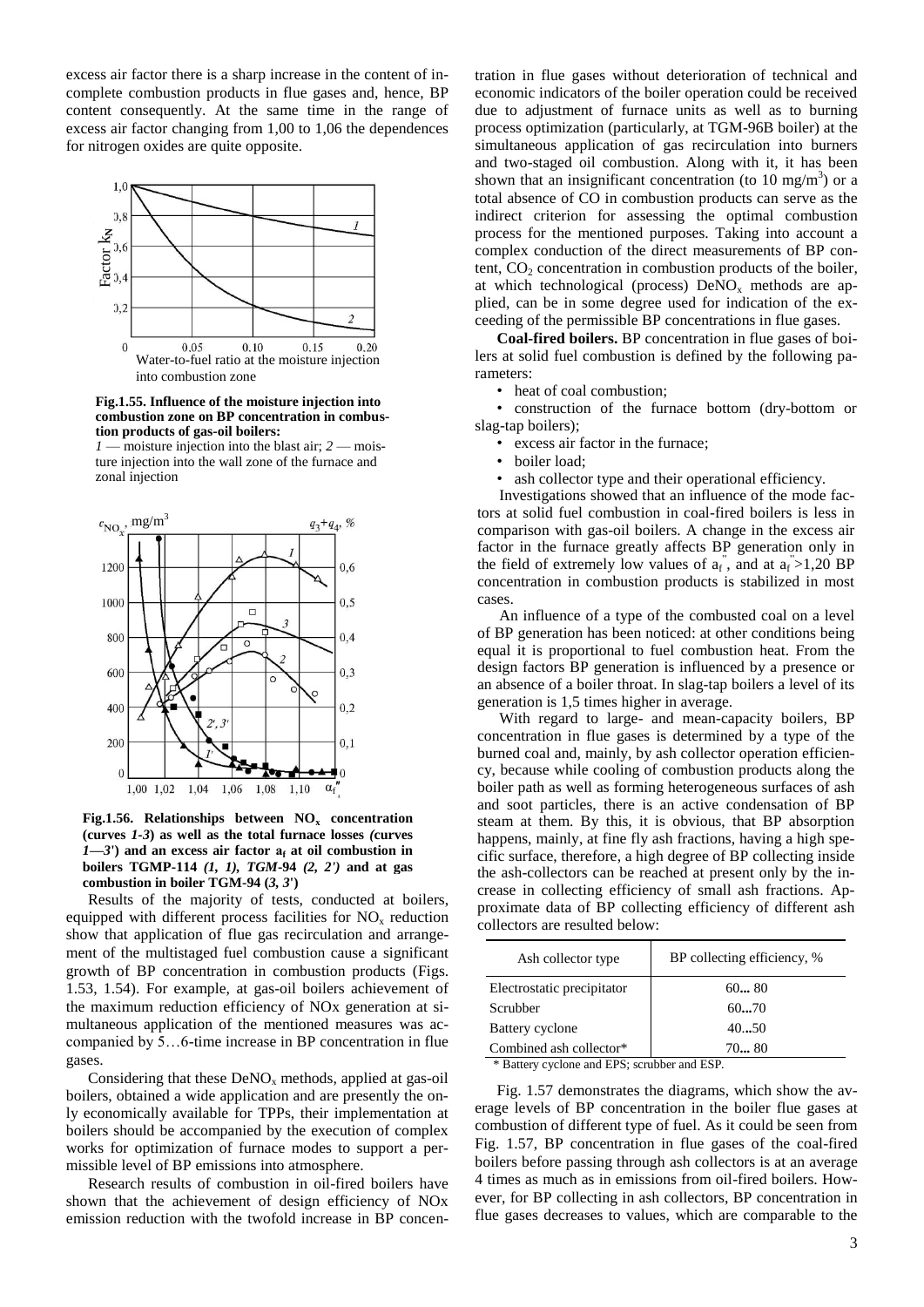excess air factor there is a sharp increase in the content of incomplete combustion products in flue gases and, hence, BP content consequently. At the same time in the range of excess air factor changing from 1,00 to 1,06 the dependences for nitrogen oxides are quite opposite.

Factor $k_N$

1,0
0,8
0,6
0,4
0,2
0

1
2

0 0.05 0.10 0.15 0.20

Water-to-fuel ratio at the moisture injection into combustion zone

**Fig.1.55. Influence of the moisture injection into combustion zone on BP concentration in combustion products of gas-oil boilers:**
*1* — moisture injection into the blast air; *2* — moisture injection into the wall zone of the furnace and zonal injection

$c_{NO_x}$, mg/m$^3$

$q_3+q_4$, %

1200
1000
800
600
400
200
0

0,6
0,5
0,4
0,3
0,2
0,1
0

1
2
3
2', 3'
1'

1,00 1,02 1,04 1,06 1,08 1,10 $\alpha_f''$

**Fig.1.56. Relationships between $NO_x$ concentration (curves *1-3*) as well as the total furnace losses *(*curves *1'—3'*) and an excess air factor $a_f$ at oil combustion in boilers TGMP-114 *(1, 1'), TGM*-94 *(2, 2')* and at gas combustion in boiler TGM-94 (*3, 3'*)**

Results of the majority of tests, conducted at boilers, equipped with different process facilities for $NO_x$ reduction show that application of flue gas recirculation and arrangement of the multistaged fuel combustion cause a significant growth of BP concentration in combustion products (Figs. 1.53, 1.54). For example, at gas-oil boilers achievement of the maximum reduction efficiency of NOx generation at simultaneous application of the mentioned measures was accompanied by 5…6-time increase in BP concentration in flue gases.

Considering that these $DeNO_x$ methods, applied at gas-oil boilers, obtained a wide application and are presently the only economically available for TPPs, their implementation at boilers should be accompanied by the execution of complex works for optimization of furnace modes to support a permissible level of BP emissions into atmosphere.

Research results of combustion in oil-fired boilers have shown that the achievement of design efficiency of NOx emission reduction with the twofold increase in BP concentration in flue gases without deterioration of technical and economic indicators of the boiler operation could be received due to adjustment of furnace units as well as to burning process optimization (particularly, at TGM-96B boiler) at the simultaneous application of gas recirculation into burners and two-staged oil combustion. Along with it, it has been shown that an insignificant concentration (to 10 mg/m$^3$) or a total absence of CO in combustion products can serve as the indirect criterion for assessing the optimal combustion process for the mentioned purposes. Taking into account a complex conduction of the direct measurements of BP content, $CO_2$ concentration in combustion products of the boiler, at which technological (process) $DeNO_x$ methods are applied, can be in some degree used for indication of the exceeding of the permissible BP concentrations in flue gases.

**Coal-fired boilers.** BP concentration in flue gases of boilers at solid fuel combustion is defined by the following parameters:

- heat of coal combustion;
- construction of the furnace bottom (dry-bottom or slag-tap boilers);
- excess air factor in the furnace;
- boiler load;
- ash collector type and their operational efficiency.

Investigations showed that an influence of the mode factors at solid fuel combustion in coal-fired boilers is less in comparison with gas-oil boilers. A change in the excess air factor in the furnace greatly affects BP generation only in the field of extremely low values of $a_f''$, and at $a_f''$>1,20 BP concentration in combustion products is stabilized in most cases.

An influence of a type of the combusted coal on a level of BP generation has been noticed: at other conditions being equal it is proportional to fuel combustion heat. From the design factors BP generation is influenced by a presence or an absence of a boiler throat. In slag-tap boilers a level of its generation is 1,5 times higher in average.

With regard to large- and mean-capacity boilers, BP concentration in flue gases is determined by a type of the burned coal and, mainly, by ash collector operation efficiency, because while cooling of combustion products along the boiler path as well as forming heterogeneous surfaces of ash and soot particles, there is an active condensation of BP steam at them. By this, it is obvious, that BP absorption happens, mainly, at fine fly ash fractions, having a high specific surface, therefore, a high degree of BP collecting inside the ash-collectors can be reached at present only by the increase in collecting efficiency of small ash fractions. Approximate data of BP collecting efficiency of different ash collectors are resulted below:

| Ash collector type | BP collecting efficiency, % |
|---|---|
| Electrostatic precipitator | 60**...** 80 |
| Scrubber | 60**...**70 |
| Battery cyclone | 40**...**50 |
| Combined ash collector* | 70**...** 80 |

\* Battery cyclone and EPS; scrubber and ESP.

Fig. 1.57 demonstrates the diagrams, which show the average levels of BP concentration in the boiler flue gases at combustion of different type of fuel. As it could be seen from Fig. 1.57, BP concentration in flue gases of the coal-fired boilers before passing through ash collectors is at an average 4 times as much as in emissions from oil-fired boilers. However, for BP collecting in ash collectors, BP concentration in flue gases decreases to values, which are comparable to the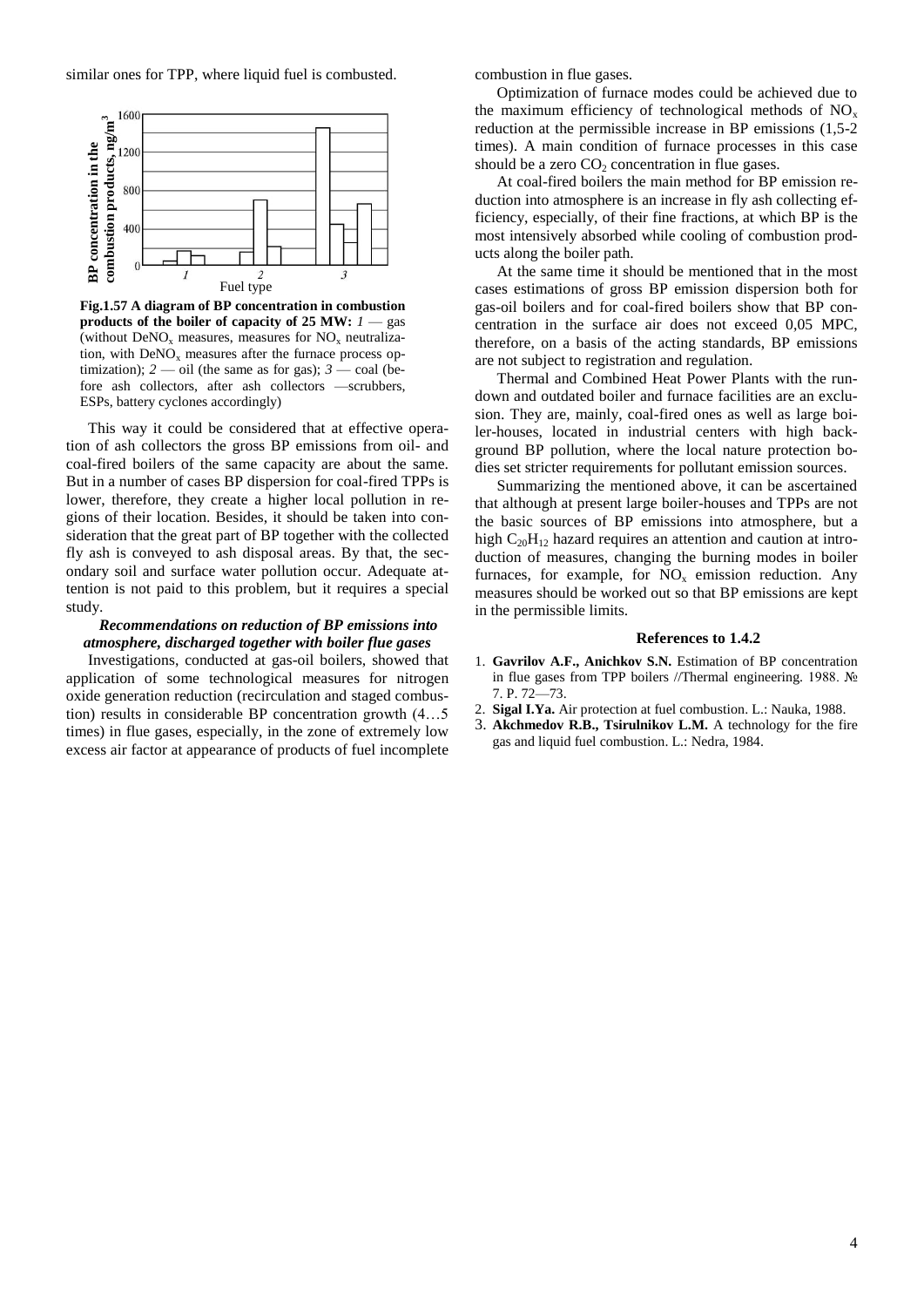similar ones for TPP, where liquid fuel is combusted.

BP concentration in the combustion products, ng/m³

1600
1200
800
400
0

1
2
3

Fuel type

**Fig.1.57 A diagram of BP concentration in combustion products of the boiler of capacity of 25 MW:** *1* — gas (without $DeNO_x$ measures, measures for $NO_x$ neutralization, with $DeNO_x$ measures after the furnace process optimization); *2* — oil (the same as for gas); *3* — coal (before ash collectors, after ash collectors —scrubbers, ESPs, battery cyclones accordingly)

This way it could be considered that at effective operation of ash collectors the gross BP emissions from oil- and coal-fired boilers of the same capacity are about the same. But in a number of cases BP dispersion for coal-fired TPPs is lower, therefore, they create a higher local pollution in regions of their location. Besides, it should be taken into consideration that the great part of BP together with the collected fly ash is conveyed to ash disposal areas. By that, the secondary soil and surface water pollution occur. Adequate attention is not paid to this problem, but it requires a special study.

### *Recommendations on reduction of BP emissions into atmosphere, discharged together with boiler flue gases*

Investigations, conducted at gas-oil boilers, showed that application of some technological measures for nitrogen oxide generation reduction (recirculation and staged combustion) results in considerable BP concentration growth (4…5 times) in flue gases, especially, in the zone of extremely low excess air factor at appearance of products of fuel incomplete combustion in flue gases.

Optimization of furnace modes could be achieved due to the maximum efficiency of technological methods of $NO_x$ reduction at the permissible increase in BP emissions (1,5-2 times). A main condition of furnace processes in this case should be a zero $CO_2$ concentration in flue gases.

At coal-fired boilers the main method for BP emission reduction into atmosphere is an increase in fly ash collecting efficiency, especially, of their fine fractions, at which BP is the most intensively absorbed while cooling of combustion products along the boiler path.

At the same time it should be mentioned that in the most cases estimations of gross BP emission dispersion both for gas-oil boilers and for coal-fired boilers show that BP concentration in the surface air does not exceed 0,05 MPC, therefore, on a basis of the acting standards, BP emissions are not subject to registration and regulation.

Thermal and Combined Heat Power Plants with the rundown and outdated boiler and furnace facilities are an exclusion. They are, mainly, coal-fired ones as well as large boiler-houses, located in industrial centers with high background BP pollution, where the local nature protection bodies set stricter requirements for pollutant emission sources.

Summarizing the mentioned above, it can be ascertained that although at present large boiler-houses and TPPs are not the basic sources of BP emissions into atmosphere, but a high $C_{20}H_{12}$ hazard requires an attention and caution at introduction of measures, changing the burning modes in boiler furnaces, for example, for $NO_x$ emission reduction. Any measures should be worked out so that BP emissions are kept in the permissible limits.

#### References to 1.4.2

1. **Gavrilov A.F., Anichkov S.N.** Estimation of BP concentration in flue gases from TPP boilers //Thermal engineering. 1988. № 7. P. 72—73.
2. **Sigal I.Ya.** Air protection at fuel combustion. L.: Nauka, 1988.
3. **Akchmedov R.B., Tsirulnikov L.M.** A technology for the fire gas and liquid fuel combustion. L.: Nedra, 1984.